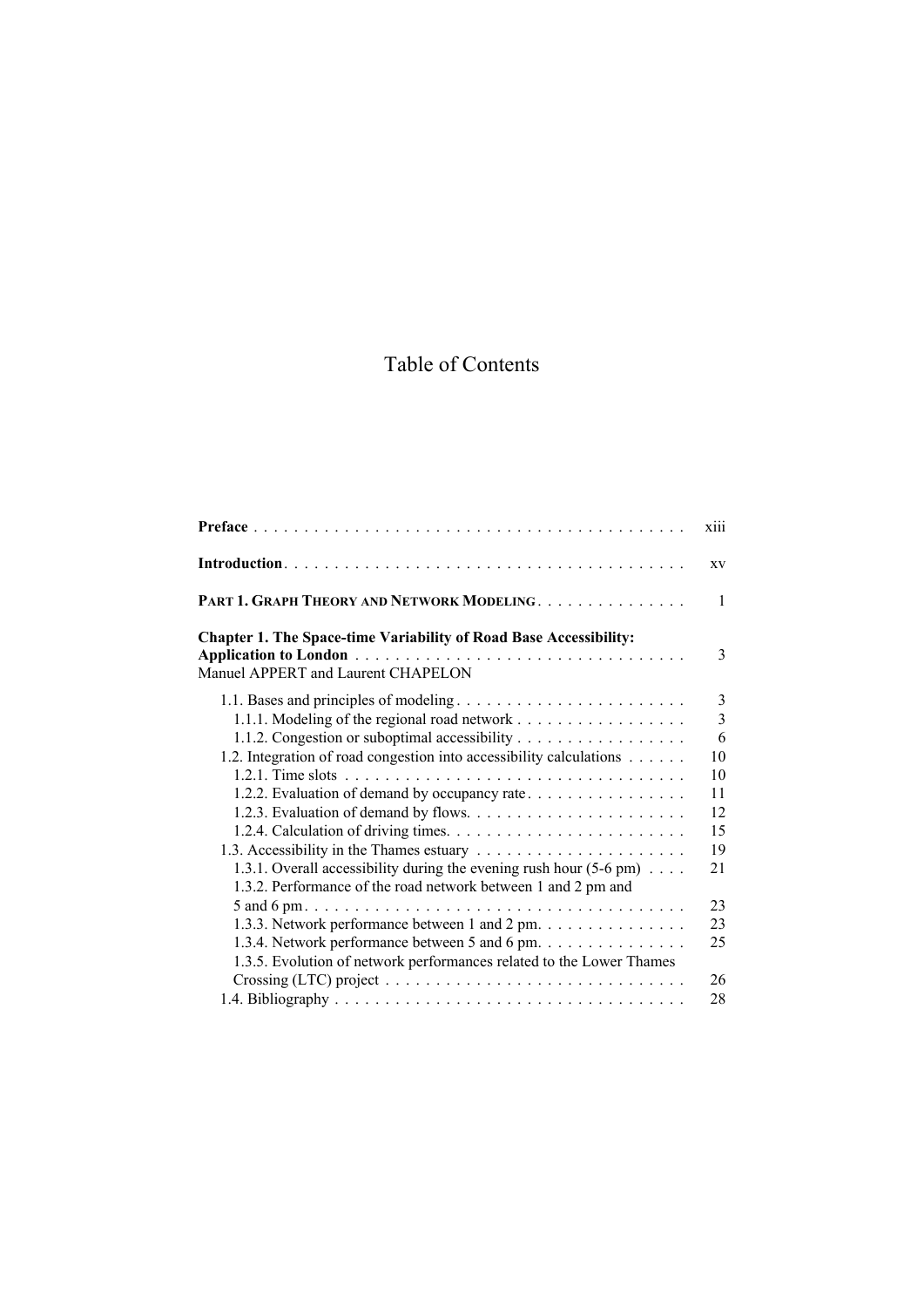# Table of Contents

| | |
|---|---|
| **Preface** | xiii |
| **Introduction** | xv |
| **PART 1. GRAPH THEORY AND NETWORK MODELING** | 1 |
| **Chapter 1. The Space-time Variability of Road Base Accessibility: Application to London**<br>Manuel APPERT and Laurent CHAPELON | 3 |
| 1.1. Bases and principles of modeling | 3 |
| 1.1.1. Modeling of the regional road network | 3 |
| 1.1.2. Congestion or suboptimal accessibility | 6 |
| 1.2. Integration of road congestion into accessibility calculations | 10 |
| 1.2.1. Time slots | 10 |
| 1.2.2. Evaluation of demand by occupancy rate | 11 |
| 1.2.3. Evaluation of demand by flows | 12 |
| 1.2.4. Calculation of driving times | 15 |
| 1.3. Accessibility in the Thames estuary | 19 |
| 1.3.1. Overall accessibility during the evening rush hour (5-6 pm) | 21 |
| 1.3.2. Performance of the road network between 1 and 2 pm and 5 and 6 pm | 23 |
| 1.3.3. Network performance between 1 and 2 pm | 23 |
| 1.3.4. Network performance between 5 and 6 pm | 25 |
| 1.3.5. Evolution of network performances related to the Lower Thames Crossing (LTC) project | 26 |
| 1.4. Bibliography | 28 |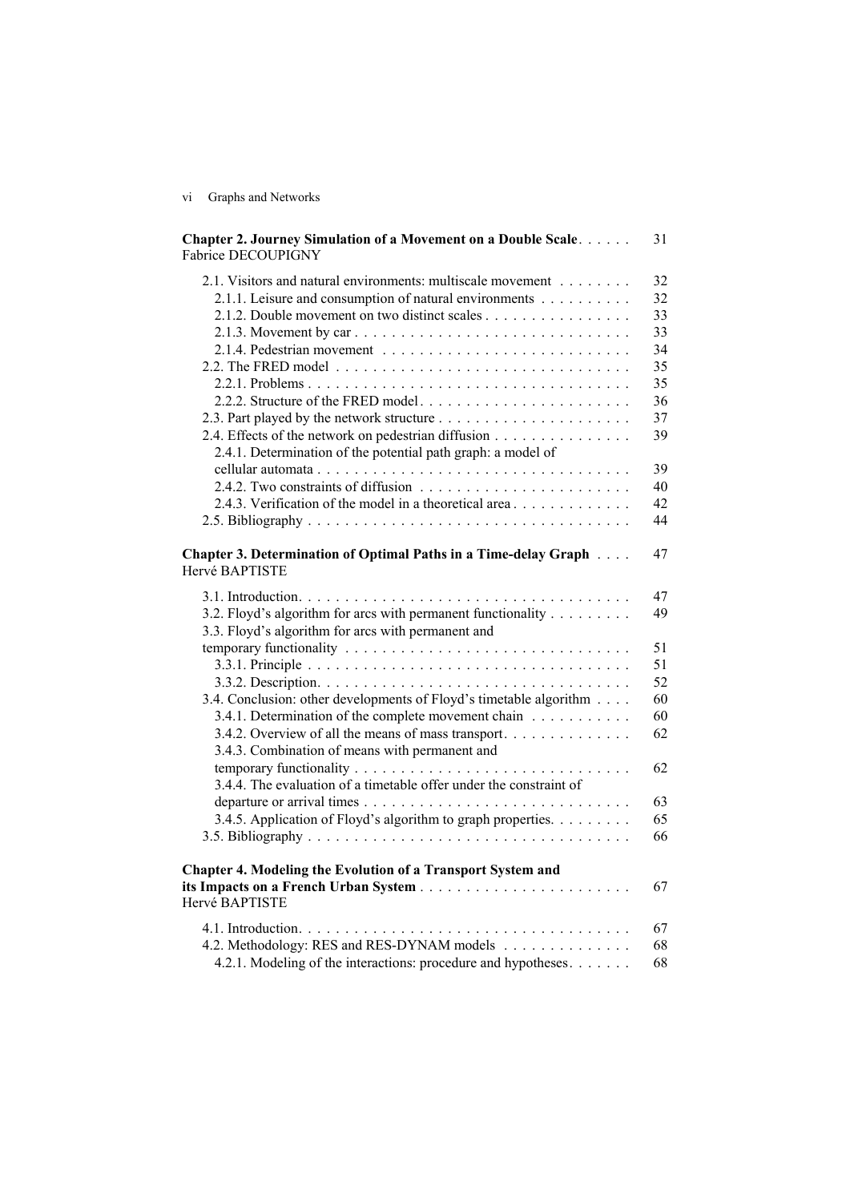**Chapter 2. Journey Simulation of a Movement on a Double Scale** . . . . . . 31
Fabrice DECOUPIGNY

- 2.1. Visitors and natural environments: multiscale movement . . . . . . . . 32
  - 2.1.1. Leisure and consumption of natural environments . . . . . . . . . . 32
  - 2.1.2. Double movement on two distinct scales . . . . . . . . . . . . . . . . 33
  - 2.1.3. Movement by car . . . . . . . . . . . . . . . . . . . . . . . . . . . . . 33
  - 2.1.4. Pedestrian movement . . . . . . . . . . . . . . . . . . . . . . . . . . 34
- 2.2. The FRED model . . . . . . . . . . . . . . . . . . . . . . . . . . . . . . . 35
  - 2.2.1. Problems . . . . . . . . . . . . . . . . . . . . . . . . . . . . . . . . . 35
  - 2.2.2. Structure of the FRED model . . . . . . . . . . . . . . . . . . . . . . 36
- 2.3. Part played by the network structure . . . . . . . . . . . . . . . . . . . . 37
- 2.4. Effects of the network on pedestrian diffusion . . . . . . . . . . . . . . . 39
  - 2.4.1. Determination of the potential path graph: a model of cellular automata . . . . . . . . . . . . . . . . . . . . . . . . . . . . . . . . 39
  - 2.4.2. Two constraints of diffusion . . . . . . . . . . . . . . . . . . . . . . . 40
  - 2.4.3. Verification of the model in a theoretical area . . . . . . . . . . . . . 42
- 2.5. Bibliography . . . . . . . . . . . . . . . . . . . . . . . . . . . . . . . . . 44

**Chapter 3. Determination of Optimal Paths in a Time-delay Graph** . . . . 47
Hervé BAPTISTE

- 3.1. Introduction . . . . . . . . . . . . . . . . . . . . . . . . . . . . . . . . . 47
- 3.2. Floyd's algorithm for arcs with permanent functionality . . . . . . . . . 49
- 3.3. Floyd's algorithm for arcs with permanent and temporary functionality . . . . . . . . . . . . . . . . . . . . . . . . . . . . . . 51
  - 3.3.1. Principle . . . . . . . . . . . . . . . . . . . . . . . . . . . . . . . . . 51
  - 3.3.2. Description . . . . . . . . . . . . . . . . . . . . . . . . . . . . . . . . 52
- 3.4. Conclusion: other developments of Floyd's timetable algorithm . . . . 60
  - 3.4.1. Determination of the complete movement chain . . . . . . . . . . . 60
  - 3.4.2. Overview of all the means of mass transport . . . . . . . . . . . . . 62
  - 3.4.3. Combination of means with permanent and temporary functionality . . . . . . . . . . . . . . . . . . . . . . . . . . . . . . 62
  - 3.4.4. The evaluation of a timetable offer under the constraint of departure or arrival times . . . . . . . . . . . . . . . . . . . . . . . . . . 63
  - 3.4.5. Application of Floyd's algorithm to graph properties . . . . . . . . . 65
- 3.5. Bibliography . . . . . . . . . . . . . . . . . . . . . . . . . . . . . . . . . 66

**Chapter 4. Modeling the Evolution of a Transport System and its Impacts on a French Urban System** . . . . . . . . . . . . . . . . . . . . . . . 67
Hervé BAPTISTE

- 4.1. Introduction . . . . . . . . . . . . . . . . . . . . . . . . . . . . . . . . . 67
- 4.2. Methodology: RES and RES-DYNAM models . . . . . . . . . . . . . . 68
  - 4.2.1. Modeling of the interactions: procedure and hypotheses . . . . . . . 68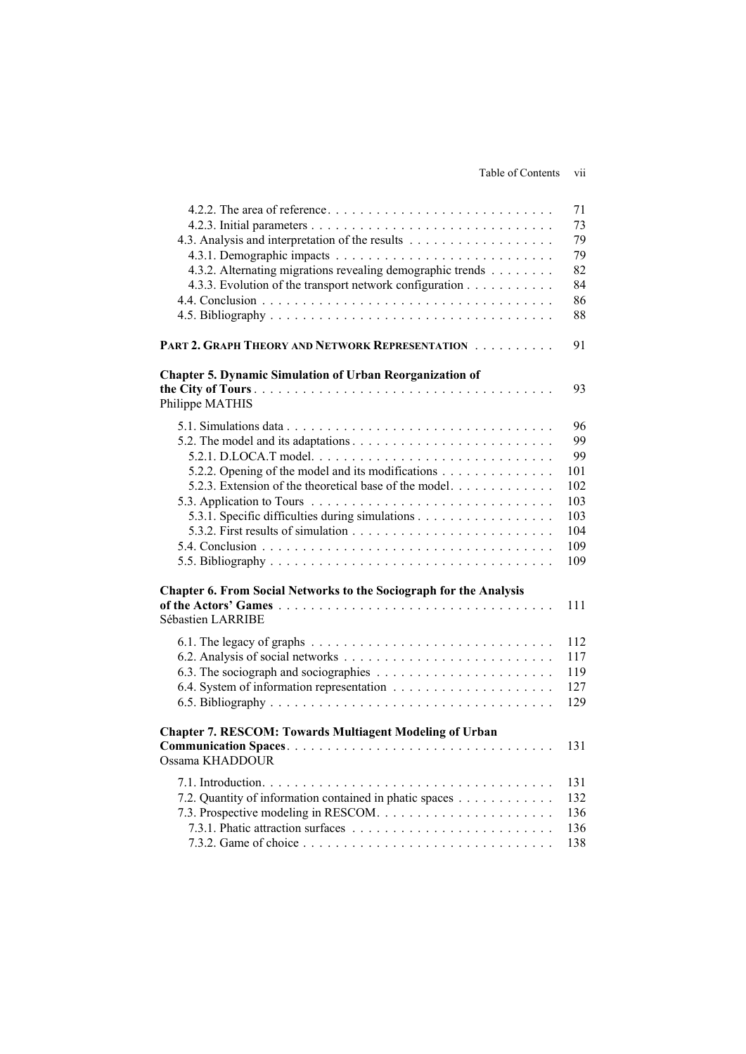4.2.2. The area of reference . . . . . . . . . . . . . . . . . . . . . . . . . . . . 71
4.2.3. Initial parameters . . . . . . . . . . . . . . . . . . . . . . . . . . . . . . 73
4.3. Analysis and interpretation of the results . . . . . . . . . . . . . . . . . . 79
4.3.1. Demographic impacts . . . . . . . . . . . . . . . . . . . . . . . . . . . 79
4.3.2. Alternating migrations revealing demographic trends . . . . . . . . 82
4.3.3. Evolution of the transport network configuration . . . . . . . . . . . 84
4.4. Conclusion . . . . . . . . . . . . . . . . . . . . . . . . . . . . . . . . . . . . 86
4.5. Bibliography . . . . . . . . . . . . . . . . . . . . . . . . . . . . . . . . . . 88

**PART 2. GRAPH THEORY AND NETWORK REPRESENTATION** . . . . . . . . . . 91

**Chapter 5. Dynamic Simulation of Urban Reorganization of the City of Tours** . . . . . . . . . . . . . . . . . . . . . . . . . . . . . . . . . . . . 93
Philippe MATHIS

5.1. Simulations data . . . . . . . . . . . . . . . . . . . . . . . . . . . . . . . . 96
5.2. The model and its adaptations . . . . . . . . . . . . . . . . . . . . . . . . . 99
5.2.1. D.LOCA.T model. . . . . . . . . . . . . . . . . . . . . . . . . . . . . . 99
5.2.2. Opening of the model and its modifications . . . . . . . . . . . . . . 101
5.2.3. Extension of the theoretical base of the model. . . . . . . . . . . . . 102
5.3. Application to Tours . . . . . . . . . . . . . . . . . . . . . . . . . . . . . . 103
5.3.1. Specific difficulties during simulations . . . . . . . . . . . . . . . . . 103
5.3.2. First results of simulation . . . . . . . . . . . . . . . . . . . . . . . . . 104
5.4. Conclusion . . . . . . . . . . . . . . . . . . . . . . . . . . . . . . . . . . . . 109
5.5. Bibliography . . . . . . . . . . . . . . . . . . . . . . . . . . . . . . . . . . 109

**Chapter 6. From Social Networks to the Sociograph for the Analysis of the Actors' Games** . . . . . . . . . . . . . . . . . . . . . . . . . . . . . . . . . 111
Sébastien LARRIBE

6.1. The legacy of graphs . . . . . . . . . . . . . . . . . . . . . . . . . . . . . . 112
6.2. Analysis of social networks . . . . . . . . . . . . . . . . . . . . . . . . . . 117
6.3. The sociograph and sociographies . . . . . . . . . . . . . . . . . . . . . . 119
6.4. System of information representation . . . . . . . . . . . . . . . . . . . . 127
6.5. Bibliography . . . . . . . . . . . . . . . . . . . . . . . . . . . . . . . . . . 129

**Chapter 7. RESCOM: Towards Multiagent Modeling of Urban Communication Spaces** . . . . . . . . . . . . . . . . . . . . . . . . . . . . . . . . 131
Ossama KHADDOUR

7.1. Introduction. . . . . . . . . . . . . . . . . . . . . . . . . . . . . . . . . . . . 131
7.2. Quantity of information contained in phatic spaces . . . . . . . . . . . . 132
7.3. Prospective modeling in RESCOM. . . . . . . . . . . . . . . . . . . . . . . 136
7.3.1. Phatic attraction surfaces . . . . . . . . . . . . . . . . . . . . . . . . . 136
7.3.2. Game of choice . . . . . . . . . . . . . . . . . . . . . . . . . . . . . . . 138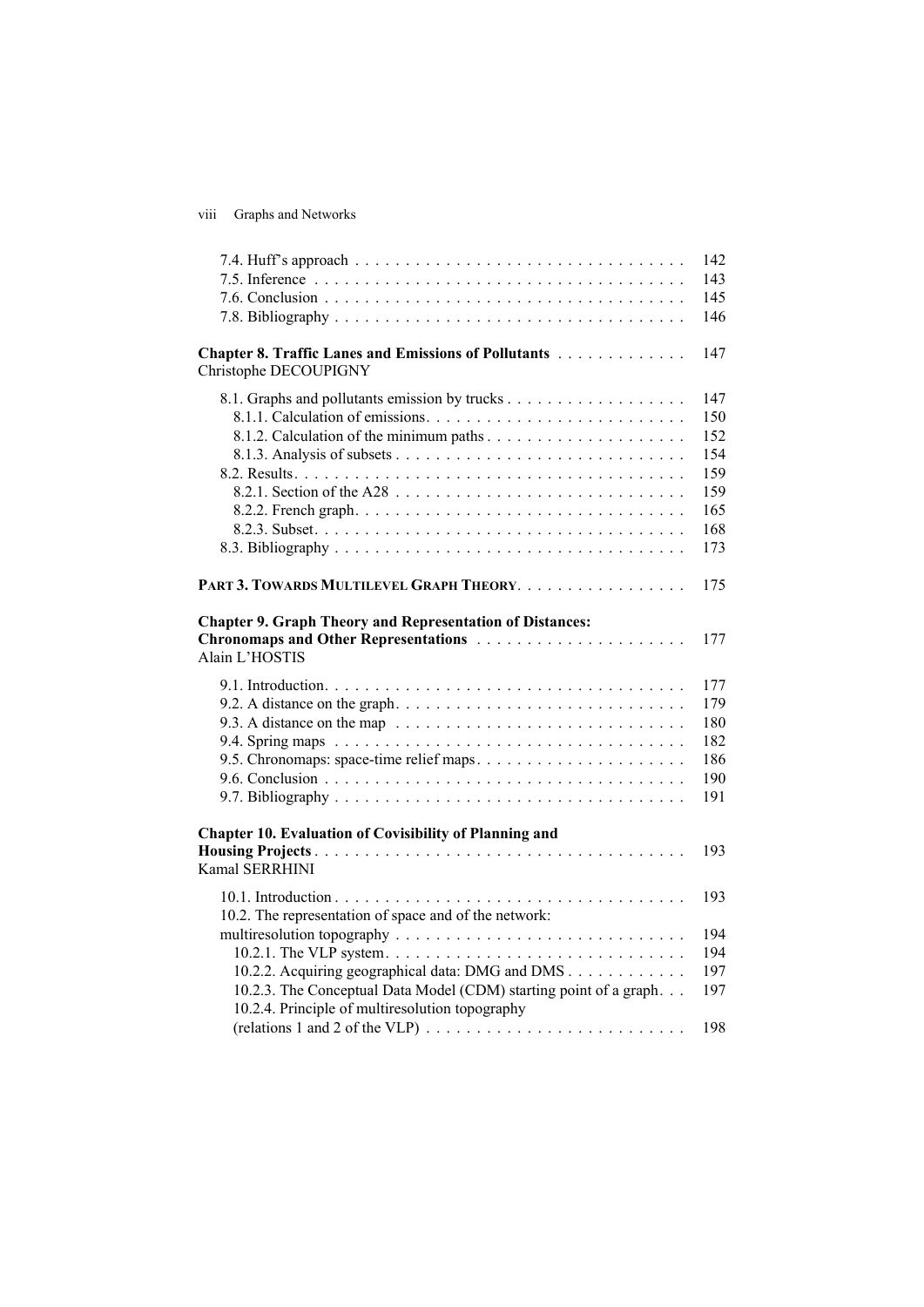7.4. Huff's approach . . . . . . . . . . . . . . . . . . . . . . . . . . . . . . . . . 142
7.5. Inference . . . . . . . . . . . . . . . . . . . . . . . . . . . . . . . . . . . . . 143
7.6. Conclusion . . . . . . . . . . . . . . . . . . . . . . . . . . . . . . . . . . . . 145
7.8. Bibliography . . . . . . . . . . . . . . . . . . . . . . . . . . . . . . . . . . . 146

**Chapter 8. Traffic Lanes and Emissions of Pollutants** . . . . . . . . . . . . . 147
Christophe DECOUPIGNY

8.1. Graphs and pollutants emission by trucks . . . . . . . . . . . . . . . . . . 147
8.1.1. Calculation of emissions. . . . . . . . . . . . . . . . . . . . . . . . . . 150
8.1.2. Calculation of the minimum paths . . . . . . . . . . . . . . . . . . . . 152
8.1.3. Analysis of subsets . . . . . . . . . . . . . . . . . . . . . . . . . . . . 154
8.2. Results. . . . . . . . . . . . . . . . . . . . . . . . . . . . . . . . . . . . . . 159
8.2.1. Section of the A28 . . . . . . . . . . . . . . . . . . . . . . . . . . . . 159
8.2.2. French graph. . . . . . . . . . . . . . . . . . . . . . . . . . . . . . . . 165
8.2.3. Subset. . . . . . . . . . . . . . . . . . . . . . . . . . . . . . . . . . . . 168
8.3. Bibliography . . . . . . . . . . . . . . . . . . . . . . . . . . . . . . . . . . 173

**PART 3. TOWARDS MULTILEVEL GRAPH THEORY**. . . . . . . . . . . . . . . . . 175

**Chapter 9. Graph Theory and Representation of Distances: Chronomaps and Other Representations** . . . . . . . . . . . . . . . . . . . . . 177
Alain L'HOSTIS

9.1. Introduction. . . . . . . . . . . . . . . . . . . . . . . . . . . . . . . . . . . 177
9.2. A distance on the graph. . . . . . . . . . . . . . . . . . . . . . . . . . . . 179
9.3. A distance on the map . . . . . . . . . . . . . . . . . . . . . . . . . . . . 180
9.4. Spring maps . . . . . . . . . . . . . . . . . . . . . . . . . . . . . . . . . . 182
9.5. Chronomaps: space-time relief maps. . . . . . . . . . . . . . . . . . . . . 186
9.6. Conclusion . . . . . . . . . . . . . . . . . . . . . . . . . . . . . . . . . . . 190
9.7. Bibliography . . . . . . . . . . . . . . . . . . . . . . . . . . . . . . . . . . 191

**Chapter 10. Evaluation of Covisibility of Planning and Housing Projects** . . . . . . . . . . . . . . . . . . . . . . . . . . . . . . . . . . . . 193
Kamal SERRHINI

10.1. Introduction . . . . . . . . . . . . . . . . . . . . . . . . . . . . . . . . . . 193
10.2. The representation of space and of the network: multiresolution topography . . . . . . . . . . . . . . . . . . . . . . . . . . . . 194
10.2.1. The VLP system. . . . . . . . . . . . . . . . . . . . . . . . . . . . . . 194
10.2.2. Acquiring geographical data: DMG and DMS . . . . . . . . . . . . 197
10.2.3. The Conceptual Data Model (CDM) starting point of a graph. . . 197
10.2.4. Principle of multiresolution topography (relations 1 and 2 of the VLP) . . . . . . . . . . . . . . . . . . . . . . . . . 198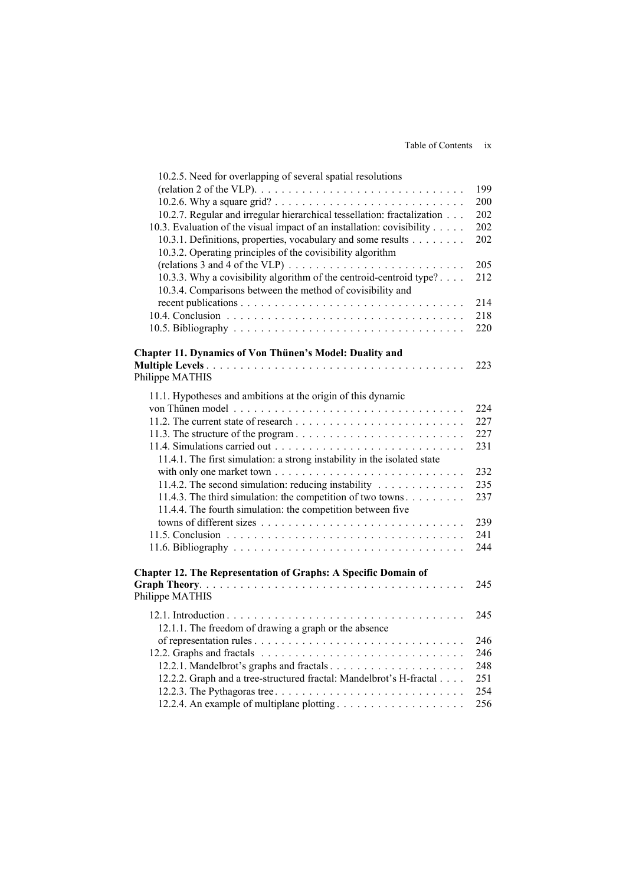10.2.5. Need for overlapping of several spatial resolutions (relation 2 of the VLP). . . . . . . . . . . . . . . . . . . . . . . . . . . . . . 199
10.2.6. Why a square grid? . . . . . . . . . . . . . . . . . . . . . . . . . . . . 200
10.2.7. Regular and irregular hierarchical tessellation: fractalization . . . 202
10.3. Evaluation of the visual impact of an installation: covisibility . . . . . 202
10.3.1. Definitions, properties, vocabulary and some results . . . . . . . . 202
10.3.2. Operating principles of the covisibility algorithm (relations 3 and 4 of the VLP) . . . . . . . . . . . . . . . . . . . . . . . . . 205
10.3.3. Why a covisibility algorithm of the centroid-centroid type? . . . . 212
10.3.4. Comparisons between the method of covisibility and recent publications . . . . . . . . . . . . . . . . . . . . . . . . . . . . . . . . 214
10.4. Conclusion . . . . . . . . . . . . . . . . . . . . . . . . . . . . . . . . . . 218
10.5. Bibliography . . . . . . . . . . . . . . . . . . . . . . . . . . . . . . . . . 220

**Chapter 11. Dynamics of Von Thünen's Model: Duality and Multiple Levels** . . . . . . . . . . . . . . . . . . . . . . . . . . . . . . . . . . . . . 223
Philippe MATHIS

11.1. Hypotheses and ambitions at the origin of this dynamic von Thünen model . . . . . . . . . . . . . . . . . . . . . . . . . . . . . . . . . . 224
11.2. The current state of research . . . . . . . . . . . . . . . . . . . . . . . . 227
11.3. The structure of the program . . . . . . . . . . . . . . . . . . . . . . . . 227
11.4. Simulations carried out . . . . . . . . . . . . . . . . . . . . . . . . . . . 231
11.4.1. The first simulation: a strong instability in the isolated state with only one market town . . . . . . . . . . . . . . . . . . . . . . . . . . . 232
11.4.2. The second simulation: reducing instability . . . . . . . . . . . . . 235
11.4.3. The third simulation: the competition of two towns . . . . . . . . . 237
11.4.4. The fourth simulation: the competition between five towns of different sizes . . . . . . . . . . . . . . . . . . . . . . . . . . . . . . 239
11.5. Conclusion . . . . . . . . . . . . . . . . . . . . . . . . . . . . . . . . . . 241
11.6. Bibliography . . . . . . . . . . . . . . . . . . . . . . . . . . . . . . . . . 244

**Chapter 12. The Representation of Graphs: A Specific Domain of Graph Theory**. . . . . . . . . . . . . . . . . . . . . . . . . . . . . . . . . . . . . . . 245
Philippe MATHIS

12.1. Introduction . . . . . . . . . . . . . . . . . . . . . . . . . . . . . . . . . . 245
12.1.1. The freedom of drawing a graph or the absence of representation rules . . . . . . . . . . . . . . . . . . . . . . . . . . . . . . 246
12.2. Graphs and fractals . . . . . . . . . . . . . . . . . . . . . . . . . . . . . . 246
12.2.1. Mandelbrot's graphs and fractals . . . . . . . . . . . . . . . . . . . . 248
12.2.2. Graph and a tree-structured fractal: Mandelbrot's H-fractal . . . . 251
12.2.3. The Pythagoras tree . . . . . . . . . . . . . . . . . . . . . . . . . . . . 254
12.2.4. An example of multiplane plotting . . . . . . . . . . . . . . . . . . . 256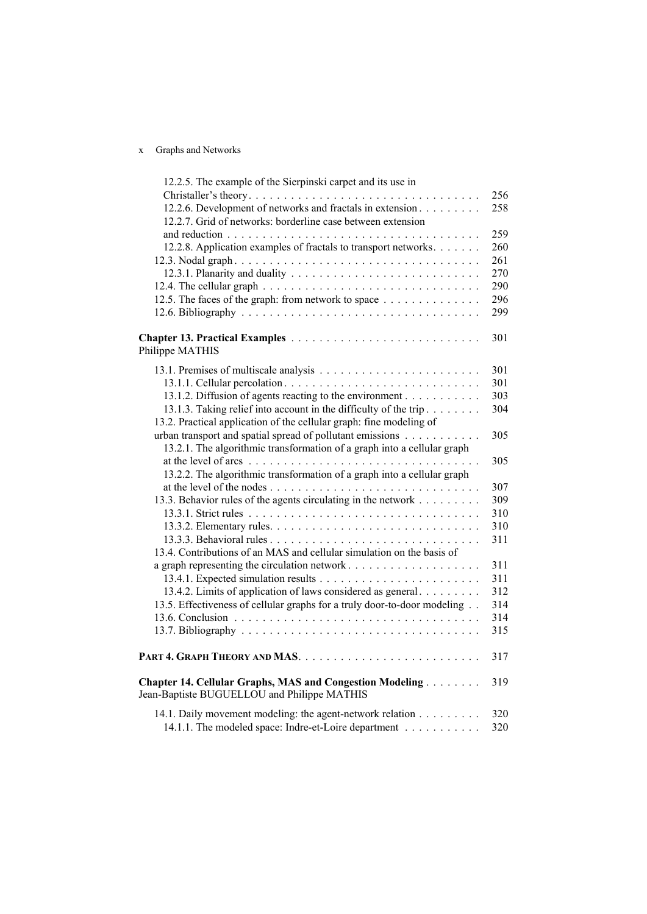12.2.5. The example of the Sierpinski carpet and its use in Christaller's theory . . . . . . . . . . 256
12.2.6. Development of networks and fractals in extension . . . . . . . . . . 258
12.2.7. Grid of networks: borderline case between extension and reduction . . . . . . . . . . 259
12.2.8. Application examples of fractals to transport networks . . . . . . . . . . 260
12.3. Nodal graph . . . . . . . . . . 261
12.3.1. Planarity and duality . . . . . . . . . . 270
12.4. The cellular graph . . . . . . . . . . 290
12.5. The faces of the graph: from network to space . . . . . . . . . . 296
12.6. Bibliography . . . . . . . . . . 299

**Chapter 13. Practical Examples** . . . . . . . . . . 301
Philippe MATHIS

13.1. Premises of multiscale analysis . . . . . . . . . . 301
13.1.1. Cellular percolation . . . . . . . . . . 301
13.1.2. Diffusion of agents reacting to the environment . . . . . . . . . . 303
13.1.3. Taking relief into account in the difficulty of the trip . . . . . . . . . . 304
13.2. Practical application of the cellular graph: fine modeling of urban transport and spatial spread of pollutant emissions . . . . . . . . . . 305
13.2.1. The algorithmic transformation of a graph into a cellular graph at the level of arcs . . . . . . . . . . 305
13.2.2. The algorithmic transformation of a graph into a cellular graph at the level of the nodes . . . . . . . . . . 307
13.3. Behavior rules of the agents circulating in the network . . . . . . . . . . 309
13.3.1. Strict rules . . . . . . . . . . 310
13.3.2. Elementary rules . . . . . . . . . . 310
13.3.3. Behavioral rules . . . . . . . . . . 311
13.4. Contributions of an MAS and cellular simulation on the basis of a graph representing the circulation network . . . . . . . . . . 311
13.4.1. Expected simulation results . . . . . . . . . . 311
13.4.2. Limits of application of laws considered as general . . . . . . . . . . 312
13.5. Effectiveness of cellular graphs for a truly door-to-door modeling . . 314
13.6. Conclusion . . . . . . . . . . 314
13.7. Bibliography . . . . . . . . . . 315

**PART 4. GRAPH THEORY AND MAS** . . . . . . . . . . 317

**Chapter 14. Cellular Graphs, MAS and Congestion Modeling** . . . . . . . . . . 319
Jean-Baptiste BUGUELLOU and Philippe MATHIS

14.1. Daily movement modeling: the agent-network relation . . . . . . . . . . 320
14.1.1. The modeled space: Indre-et-Loire department . . . . . . . . . . 320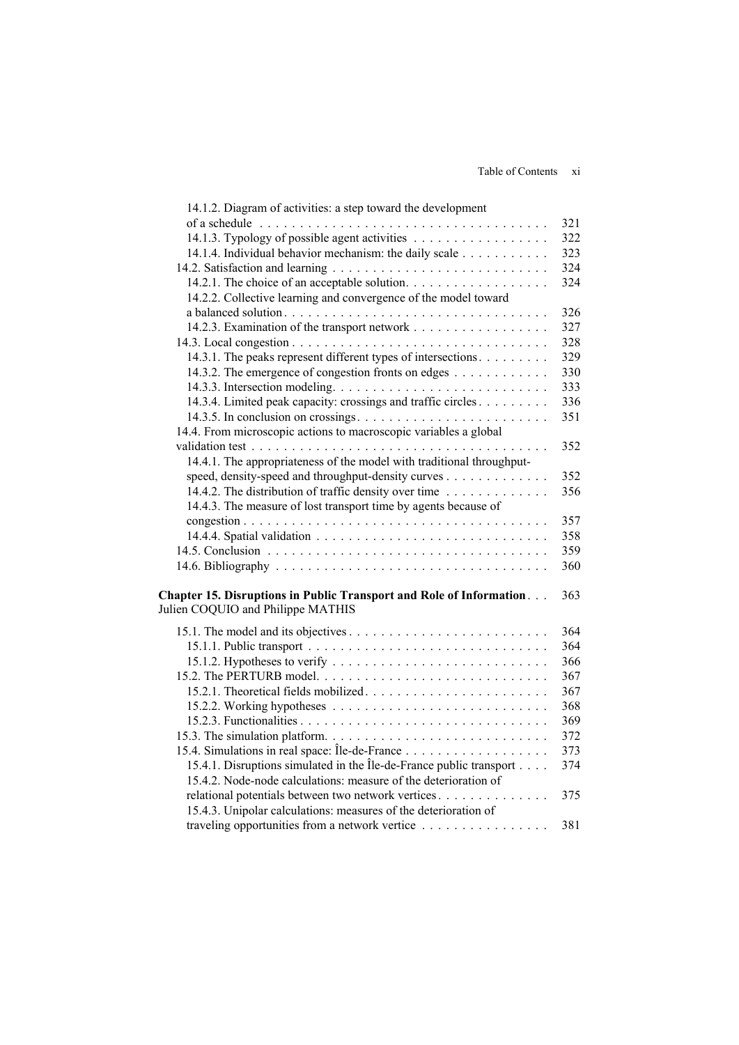14.1.2. Diagram of activities: a step toward the development of a schedule . . . . . 321
14.1.3. Typology of possible agent activities . . . . . 322
14.1.4. Individual behavior mechanism: the daily scale . . . . . 323
14.2. Satisfaction and learning . . . . . 324
14.2.1. The choice of an acceptable solution. . . . . 324
14.2.2. Collective learning and convergence of the model toward a balanced solution. . . . . 326
14.2.3. Examination of the transport network . . . . . 327
14.3. Local congestion . . . . . 328
14.3.1. The peaks represent different types of intersections. . . . . 329
14.3.2. The emergence of congestion fronts on edges . . . . . 330
14.3.3. Intersection modeling. . . . . 333
14.3.4. Limited peak capacity: crossings and traffic circles . . . . . 336
14.3.5. In conclusion on crossings. . . . . 351
14.4. From microscopic actions to macroscopic variables a global validation test . . . . . 352
14.4.1. The appropriateness of the model with traditional throughput-speed, density-speed and throughput-density curves . . . . . 352
14.4.2. The distribution of traffic density over time . . . . . 356
14.4.3. The measure of lost transport time by agents because of congestion . . . . . 357
14.4.4. Spatial validation . . . . . 358
14.5. Conclusion . . . . . 359
14.6. Bibliography . . . . . 360

**Chapter 15. Disruptions in Public Transport and Role of Information** . . . 363
Julien COQUIO and Philippe MATHIS

15.1. The model and its objectives . . . . . 364
15.1.1. Public transport . . . . . 364
15.1.2. Hypotheses to verify . . . . . 366
15.2. The PERTURB model. . . . . 367
15.2.1. Theoretical fields mobilized. . . . . 367
15.2.2. Working hypotheses . . . . . 368
15.2.3. Functionalities . . . . . 369
15.3. The simulation platform. . . . . 372
15.4. Simulations in real space: Île-de-France . . . . . 373
15.4.1. Disruptions simulated in the Île-de-France public transport . . . . 374
15.4.2. Node-node calculations: measure of the deterioration of relational potentials between two network vertices. . . . . 375
15.4.3. Unipolar calculations: measures of the deterioration of traveling opportunities from a network vertice . . . . . 381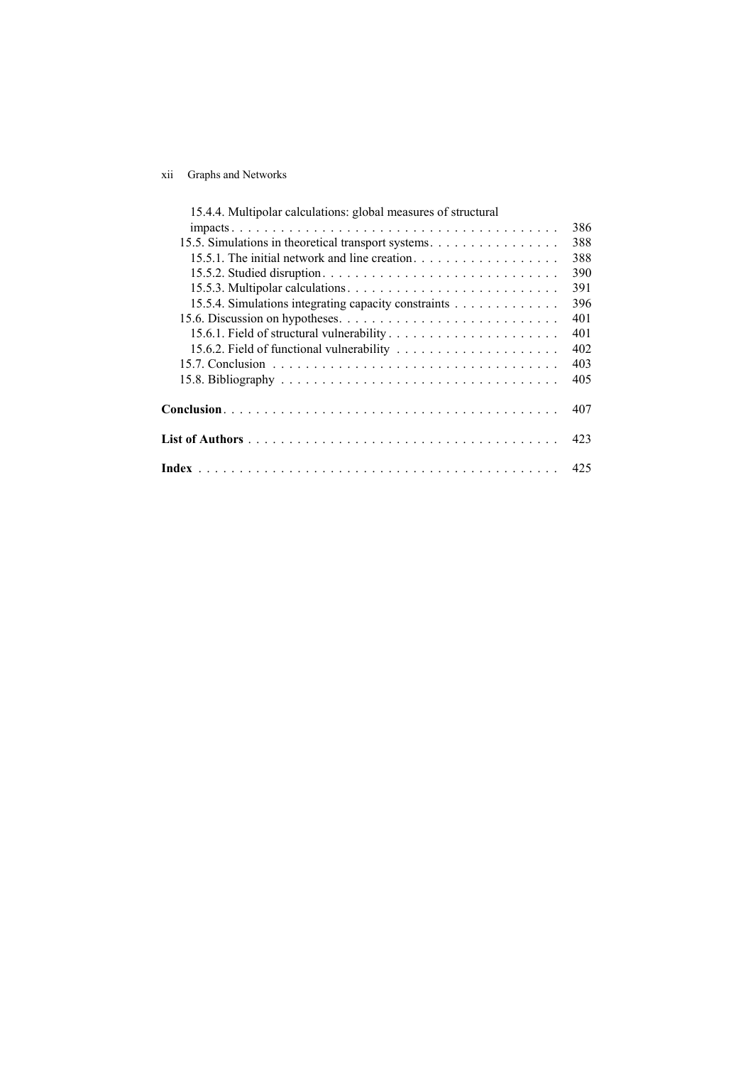15.4.4. Multipolar calculations: global measures of structural impacts . . . . . . . . . . 386

15.5. Simulations in theoretical transport systems. . . . . . . . . . 388

15.5.1. The initial network and line creation. . . . . . . . . . 388

15.5.2. Studied disruption . . . . . . . . . . 390

15.5.3. Multipolar calculations . . . . . . . . . . 391

15.5.4. Simulations integrating capacity constraints . . . . . . . . . . 396

15.6. Discussion on hypotheses. . . . . . . . . . 401

15.6.1. Field of structural vulnerability . . . . . . . . . . 401

15.6.2. Field of functional vulnerability . . . . . . . . . . 402

15.7. Conclusion . . . . . . . . . . 403

15.8. Bibliography . . . . . . . . . . 405

**Conclusion** . . . . . . . . . . 407

**List of Authors** . . . . . . . . . . 423

**Index** . . . . . . . . . . 425